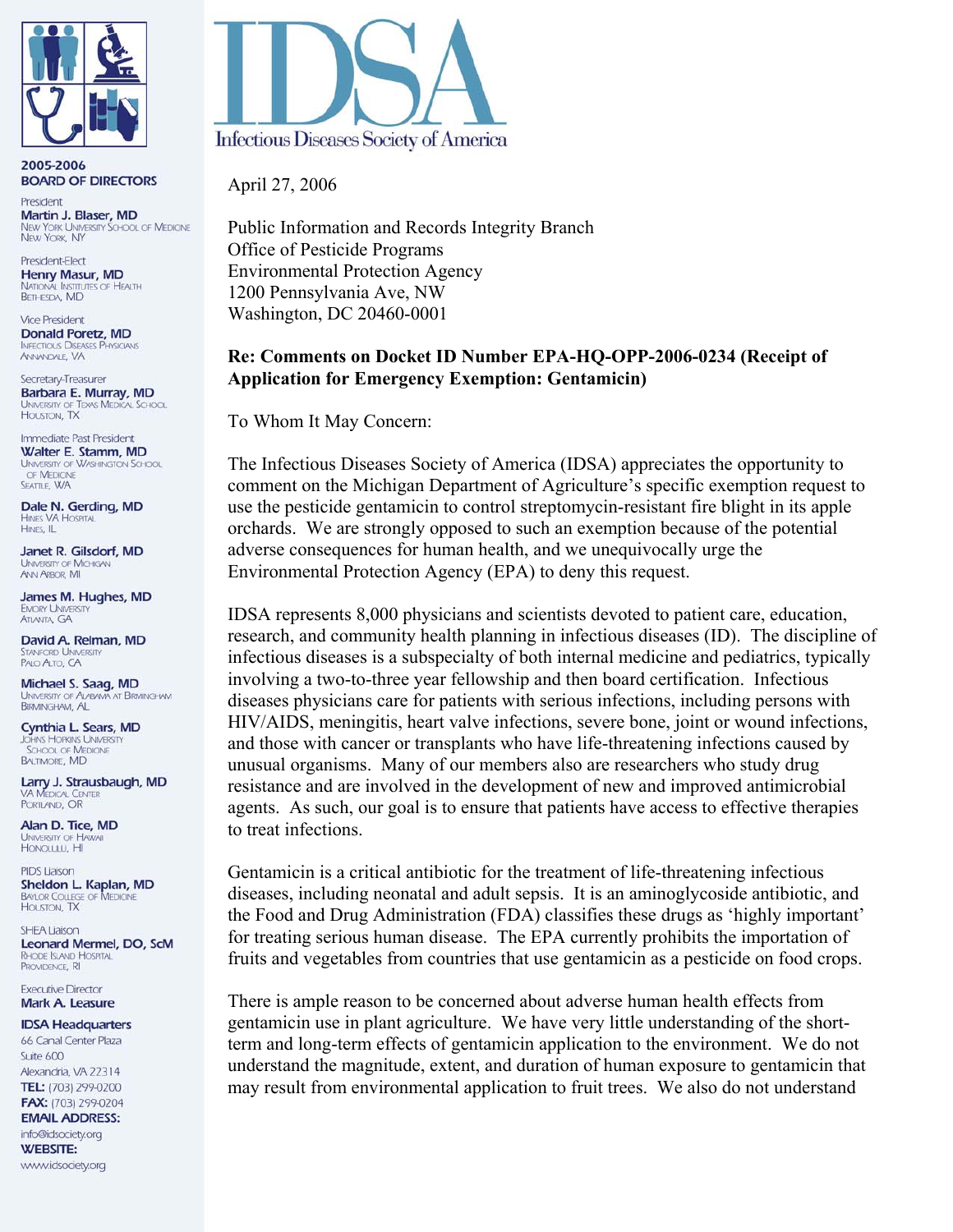# IDSA

Infectious Diseases Society of America

**2005-2006 BOARD OF DIRECTORS**

President
**Martin J. Blaser, MD**
New York University School of Medicine
New York, NY

President-Elect
**Henry Masur, MD**
National Institutes of Health
Bethesda, MD

Vice President
**Donald Poretz, MD**
Infectious Diseases Physicians
Annandale, VA

Secretary-Treasurer
**Barbara E. Murray, MD**
University of Texas Medical School
Houston, TX

Immediate Past President
**Walter E. Stamm, MD**
University of Washington School of Medicine
Seattle, WA

**Dale N. Gerding, MD**
Hines VA Hospital
Hines, IL

**Janet R. Gilsdorf, MD**
University of Michigan
Ann Arbor, MI

**James M. Hughes, MD**
Emory University
Atlanta, GA

**David A. Relman, MD**
Stanford University
Palo Alto, CA

**Michael S. Saag, MD**
University of Alabama at Birmingham
Birmingham, AL

**Cynthia L. Sears, MD**
Johns Hopkins University School of Medicine
Baltimore, MD

**Larry J. Strausbaugh, MD**
VA Medical Center
Portland, OR

**Alan D. Tice, MD**
University of Hawaii
Honolulu, HI

PIDS Liaison
**Sheldon L. Kaplan, MD**
Baylor College of Medicine
Houston, TX

SHEA Liaison
**Leonard Mermel, DO, ScM**
Rhode Island Hospital
Providence, RI

Executive Director
**Mark A. Leasure**

**IDSA Headquarters**
66 Canal Center Plaza
Suite 600
Alexandria, VA 22314
**TEL:** (703) 299-0200
**FAX:** (703) 299-0204
**EMAIL ADDRESS:**
info@idsociety.org
**WEBSITE:**
www.idsociety.org

---

April 27, 2006

Public Information and Records Integrity Branch
Office of Pesticide Programs
Environmental Protection Agency
1200 Pennsylvania Ave, NW
Washington, DC 20460-0001

**Re: Comments on Docket ID Number EPA-HQ-OPP-2006-0234 (Receipt of Application for Emergency Exemption: Gentamicin)**

To Whom It May Concern:

The Infectious Diseases Society of America (IDSA) appreciates the opportunity to comment on the Michigan Department of Agriculture's specific exemption request to use the pesticide gentamicin to control streptomycin-resistant fire blight in its apple orchards. We are strongly opposed to such an exemption because of the potential adverse consequences for human health, and we unequivocally urge the Environmental Protection Agency (EPA) to deny this request.

IDSA represents 8,000 physicians and scientists devoted to patient care, education, research, and community health planning in infectious diseases (ID). The discipline of infectious diseases is a subspecialty of both internal medicine and pediatrics, typically involving a two-to-three year fellowship and then board certification. Infectious diseases physicians care for patients with serious infections, including persons with HIV/AIDS, meningitis, heart valve infections, severe bone, joint or wound infections, and those with cancer or transplants who have life-threatening infections caused by unusual organisms. Many of our members also are researchers who study drug resistance and are involved in the development of new and improved antimicrobial agents. As such, our goal is to ensure that patients have access to effective therapies to treat infections.

Gentamicin is a critical antibiotic for the treatment of life-threatening infectious diseases, including neonatal and adult sepsis. It is an aminoglycoside antibiotic, and the Food and Drug Administration (FDA) classifies these drugs as 'highly important' for treating serious human disease. The EPA currently prohibits the importation of fruits and vegetables from countries that use gentamicin as a pesticide on food crops.

There is ample reason to be concerned about adverse human health effects from gentamicin use in plant agriculture. We have very little understanding of the short-term and long-term effects of gentamicin application to the environment. We do not understand the magnitude, extent, and duration of human exposure to gentamicin that may result from environmental application to fruit trees. We also do not understand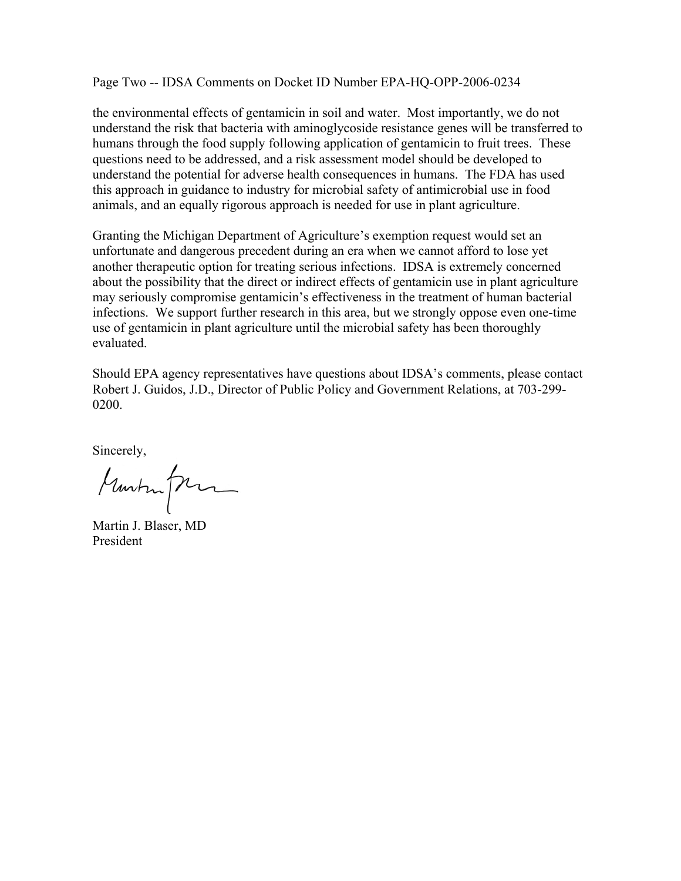the environmental effects of gentamicin in soil and water. Most importantly, we do not understand the risk that bacteria with aminoglycoside resistance genes will be transferred to humans through the food supply following application of gentamicin to fruit trees. These questions need to be addressed, and a risk assessment model should be developed to understand the potential for adverse health consequences in humans. The FDA has used this approach in guidance to industry for microbial safety of antimicrobial use in food animals, and an equally rigorous approach is needed for use in plant agriculture.

Granting the Michigan Department of Agriculture's exemption request would set an unfortunate and dangerous precedent during an era when we cannot afford to lose yet another therapeutic option for treating serious infections. IDSA is extremely concerned about the possibility that the direct or indirect effects of gentamicin use in plant agriculture may seriously compromise gentamicin's effectiveness in the treatment of human bacterial infections. We support further research in this area, but we strongly oppose even one-time use of gentamicin in plant agriculture until the microbial safety has been thoroughly evaluated.

Should EPA agency representatives have questions about IDSA's comments, please contact Robert J. Guidos, J.D., Director of Public Policy and Government Relations, at 703-299-0200.

Sincerely,

Martin J. Blaser, MD
President